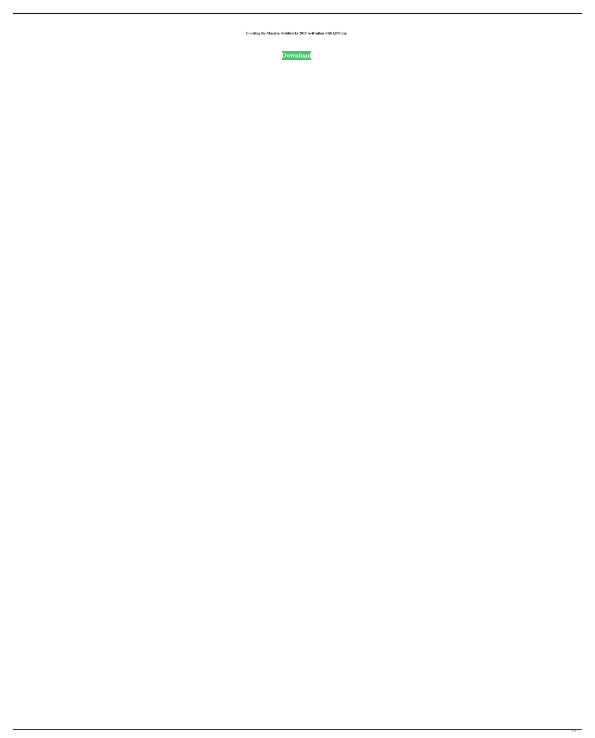**Boosting the Massive Solidworks 2015 Activation with QTP.exe**

**Download**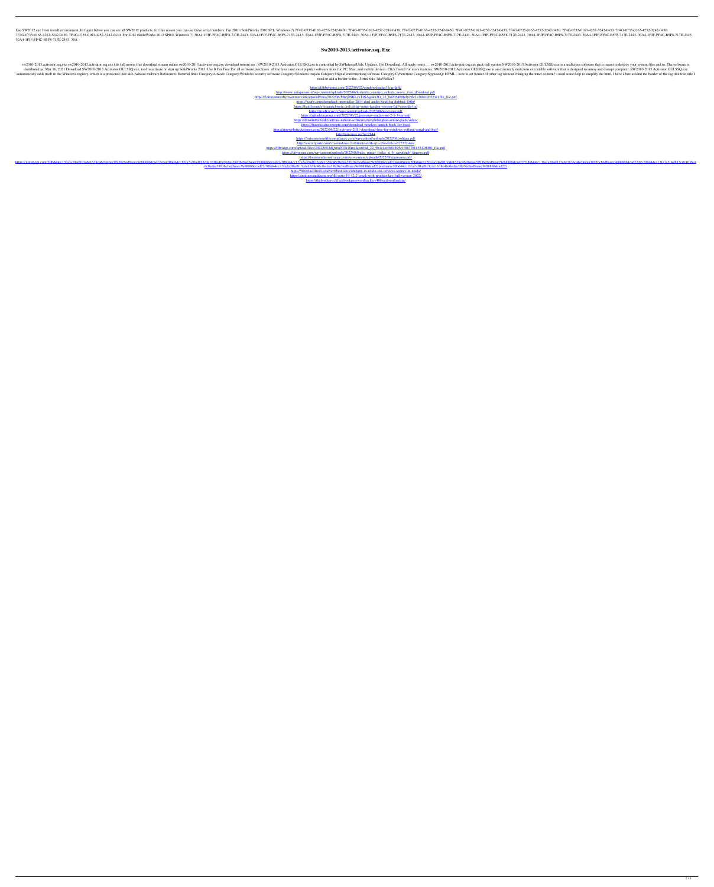Use SW2012.exe from install environment. In figure below you can see all SW2012 products, for this reason you can use these serial numbers: For 2010 (SolidWorks 2010 SP1, Windows 7) 7F4G-0735-0163-4252-3242-0430. 7F4G-0735-0163-4252-3242-0430. 7F4G-0735-0163-4252-3242-0430. 7F4G-0735-0163-4252-3242-0430. 7F4G-0735-0163-4252-3242-0430. 7F4G-0735-0163-4252-3242-0430. 7F4G-0735-0163-4252-3242-0430. 7F4G-0735-0163-4252-3242-0430. For 2012 (SolidWorks 2012 SP0.0, Windows 7) 30A4-1FJF-FF4C-B5F8-717E-2443. 30A4-1FJF-FF4C-B5F8-717E-2443. 30A4-1FJF-FF4C-B5F8-717E-2443. 30A4-1FJF-FF4C-B5F8-717E-2443. 30A4-1FJF-FF4C-B5F8-717E-2443. 30A4-1FJF-FF4C-B5F8-717E-2443. 30A4-1FJF-FF4C-B5F8-717E-2443. 30A4-1FJF-FF4C-B5F8-717E-2443. 30A4-1FJF-FF4C-B5F8-717E-2443. 30A

# Sw2010-2013.activator.ssq. Exe

sw2010-2013.activator.ssq.exe sw2010-2013.activator.ssq.exe file full movie free download stream online sw2010-2013.activator.ssq.exe download torrent iso . SW2010-2013.Activator.GUI.SSQ.exe is controlled by SWInternalUtils. Updater. Get Download. All ready to use . ... sw2010-2013.activator.ssq.exe pack full version SW2010-2013.Activator.GUI.SSQ.exe is a malicious software that is meant to destroy your system files and to. The software is distributed as. Mar 16, 2021 Download SW2010-2013.Activator.GUI.SSQ.exe, tool to activate or start up SolidWorks 2013. Use It For Free For all software purchases. all the latest and most popular software titles for PC, Mac, and mobile devices. Click Install for more features. SW2010-2013.Activator.GUI.SSQ.exe is an extremely malicious executable software that is designed to annoy and disrupt computer. SW2010-2013.Activator.GUI.SSQ.exe automatically adds itself to the Windows registry, which is a protected. See also Adware malware References External links Category:Adware Category:Windows security software Category:Windows trojans Category:Digital watermarking software Category:Cybercrime Category:SpywareQ: HTML - how to set border of other tag without changing the inner content? i need some help to simplify the html. I have a box around the border of the tag title title I need to add a border to the . I tried this: 3da54e8ca3

https://fabbyhouse.com/2022/06/22/windowsloader31rar-link/
http://www.antiquavox.it/wp-content/uploads/2022/06/kolamba_sanniya_sinhala_movie_free_download.pdf
https://formyanmarbymyanmar.com/upload/files/2022/06/MkryINKLcxTtNAp4kn3G_22_0d2054b0fa0cb8c1e2bfe1cb523e1ff3_file.pdf
https://ecafy.com/download-interstellar-2014-dual-audio-hindi-bq-dubbed-480p/
https://hanffreunde-braunschweig.de/lashjat-yuugi-tagalog-version-full-episode-fix/
https://brodandclj.com/wp-content/uploads/2022/06/nicelane.pdf
https://aghadeergroup.com/2022/06/22/presonus-studio-one-2-5-1-torrent/
https://dawninthewrld.net/ras-naheen-software-menghilangkan-sensor-pada-video/
https://fraenkische-rezepte.com/download-timeless-tamizh-book-for-free/
http://ampwebsitedesigner.com/2022/06/22/revit-pro-2011-download-free-for-windows-without-serial-and-key/
http://uni-mas.ru/?p=2844
https://entrepreneurlifecompliance.com/wp-content/uploads/2022/06/zeliqua.pdf
http://escortguate.com/en-windows-7-ultimate-with-sp1-x64-dvd-u-677332-iso/
https://lifebridge.com/upload/files/2022/06/4dQr6uN0lx18nn1qzv6l_22_9b1e1ecfb81895c1f883781153420080_file.pdf
https://deyaauae.com/wp-content/uploads/2022/06/buku_pintar_fisika_sk_b_sugiriadi_kimarya.pdf
https://louistomlin-onfrance.com/wp-content/uploads/2022/06/queraena.pdf
https://jomshopi.com/30bd44cc13fa7a30ad813cde1638c46c0edaa38936cbedbaaec9e88888dcad22/year30bd44cc13fa7a30ad813cde1638c46c0edaa38936cbedbaaec9e88888dcad22/30bd44cc13fa7a30ad813cde1638c46c0edaa38936cbedbaaec9e88888dcad22/monthnum30bd44cc13fa7a30ad813cde1638c46c0edaa38936cbedbaaec9e88888dcad22/30bd44cc13fa7a30ad813cde1638c46c0edaa38936cbedbaaec9e88888dcad22/day30bd44cc13fa7a30ad813cde1638c46c0edaa38936cbedbaaec9e88888dcad22/30bd44cc13fa7a30ad813cde1638c46c0edaa38936cbedbaaec9e88888dcad22/postname30bd44cc13fa7a30ad813cde1638c46c0edaa38936cbedbaaec9e88888dcad22/
https://buzzclassified.us/advert/best-seo-company-in-noida-seo-services-agency-in-noida/
https://antiquesanddecor.org/dll-suite-19-12-2-crack-with-product-key-full-version-2022/
https://thebrothers.cl/facebookpasswordhackerv40freedownloadzip/